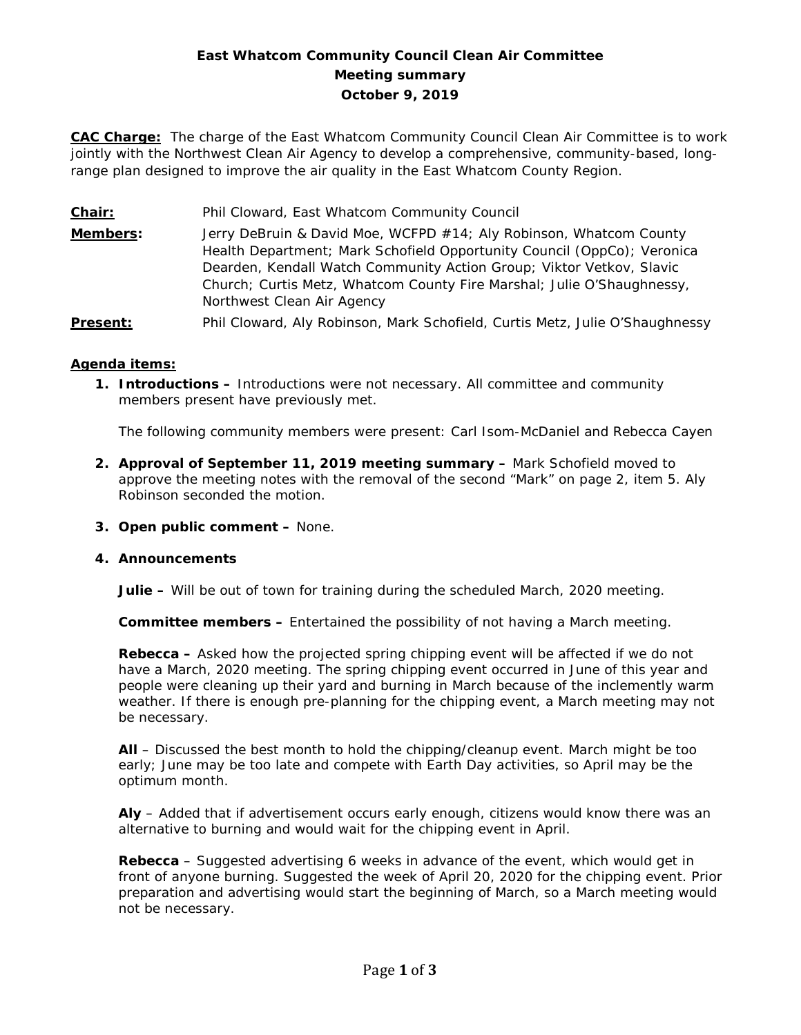# East Whatcom Community Council Clean Air Committee
## Meeting summary
### October 9, 2019

**CAC Charge:** The charge of the East Whatcom Community Council Clean Air Committee is to work jointly with the Northwest Clean Air Agency to develop a comprehensive, community-based, long-range plan designed to improve the air quality in the East Whatcom County Region.

**Chair:** Phil Cloward, East Whatcom Community Council

**Members:** Jerry DeBruin & David Moe, WCFPD #14; Aly Robinson, Whatcom County Health Department; Mark Schofield Opportunity Council (OppCo); Veronica Dearden, Kendall Watch Community Action Group; Viktor Vetkov, Slavic Church; Curtis Metz, Whatcom County Fire Marshal; Julie O'Shaughnessy, Northwest Clean Air Agency

**Present:** Phil Cloward, Aly Robinson, Mark Schofield, Curtis Metz, Julie O'Shaughnessy

**Agenda items:**

1. **Introductions –** Introductions were not necessary. All committee and community members present have previously met.

   The following community members were present: Carl Isom-McDaniel and Rebecca Cayen

2. **Approval of September 11, 2019 meeting summary –** Mark Schofield moved to approve the meeting notes with the removal of the second "Mark" on page 2, item 5. Aly Robinson seconded the motion.

3. **Open public comment –** None.

4. **Announcements**

   **Julie –** Will be out of town for training during the scheduled March, 2020 meeting.

   **Committee members –** Entertained the possibility of not having a March meeting.

   **Rebecca –** Asked how the projected spring chipping event will be affected if we do not have a March, 2020 meeting. The spring chipping event occurred in June of this year and people were cleaning up their yard and burning in March because of the inclemently warm weather. If there is enough pre-planning for the chipping event, a March meeting may not be necessary.

   **All** – Discussed the best month to hold the chipping/cleanup event. March might be too early; June may be too late and compete with Earth Day activities, so April may be the optimum month.

   **Aly** – Added that if advertisement occurs early enough, citizens would know there was an alternative to burning and would wait for the chipping event in April.

   **Rebecca** – Suggested advertising 6 weeks in advance of the event, which would get in front of anyone burning. Suggested the week of April 20, 2020 for the chipping event. Prior preparation and advertising would start the beginning of March, so a March meeting would not be necessary.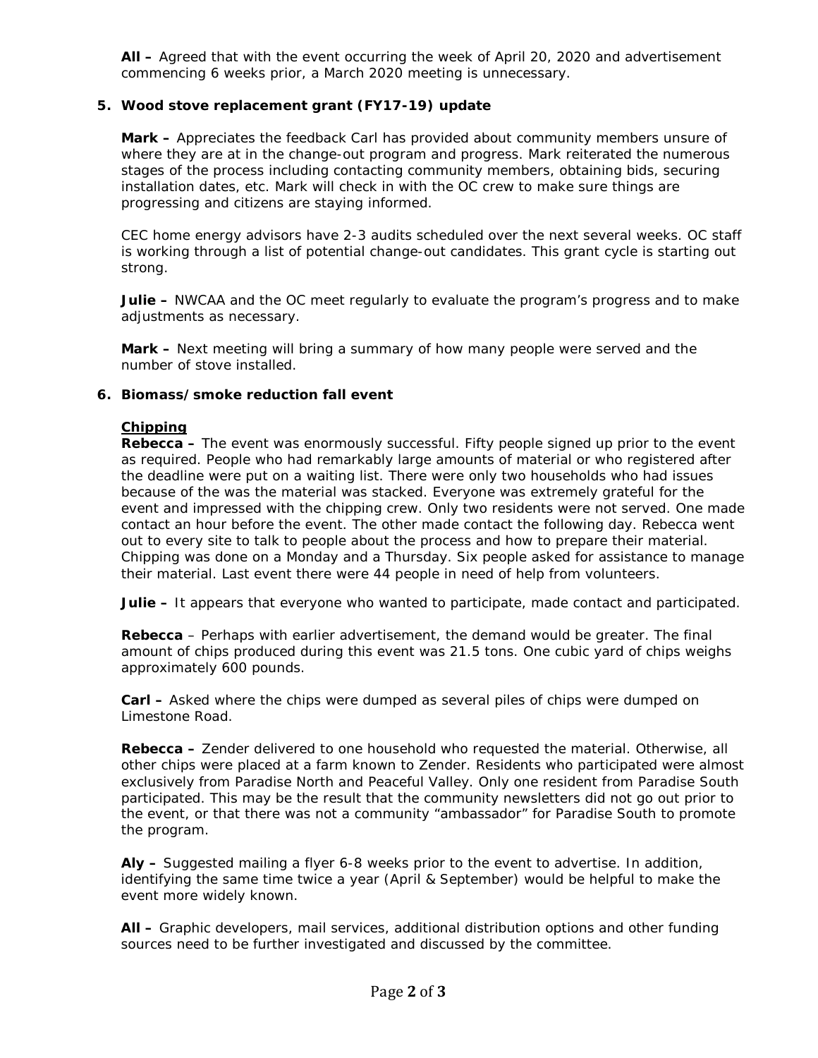**All –** Agreed that with the event occurring the week of April 20, 2020 and advertisement commencing 6 weeks prior, a March 2020 meeting is unnecessary.

**5. Wood stove replacement grant (FY17-19) update**

**Mark –** Appreciates the feedback Carl has provided about community members unsure of where they are at in the change-out program and progress. Mark reiterated the numerous stages of the process including contacting community members, obtaining bids, securing installation dates, etc. Mark will check in with the OC crew to make sure things are progressing and citizens are staying informed.

CEC home energy advisors have 2-3 audits scheduled over the next several weeks. OC staff is working through a list of potential change-out candidates. This grant cycle is starting out strong.

**Julie –** NWCAA and the OC meet regularly to evaluate the program's progress and to make adjustments as necessary.

**Mark –** Next meeting will bring a summary of how many people were served and the number of stove installed.

**6. Biomass/smoke reduction fall event**

**Chipping**

**Rebecca –** The event was enormously successful. Fifty people signed up prior to the event as required. People who had remarkably large amounts of material or who registered after the deadline were put on a waiting list. There were only two households who had issues because of the was the material was stacked. Everyone was extremely grateful for the event and impressed with the chipping crew. Only two residents were not served. One made contact an hour before the event. The other made contact the following day. Rebecca went out to every site to talk to people about the process and how to prepare their material. Chipping was done on a Monday and a Thursday. Six people asked for assistance to manage their material. Last event there were 44 people in need of help from volunteers.

**Julie –** It appears that everyone who wanted to participate, made contact and participated.

**Rebecca** – Perhaps with earlier advertisement, the demand would be greater. The final amount of chips produced during this event was 21.5 tons. One cubic yard of chips weighs approximately 600 pounds.

**Carl –** Asked where the chips were dumped as several piles of chips were dumped on Limestone Road.

**Rebecca –** Zender delivered to one household who requested the material. Otherwise, all other chips were placed at a farm known to Zender. Residents who participated were almost exclusively from Paradise North and Peaceful Valley. Only one resident from Paradise South participated. This may be the result that the community newsletters did not go out prior to the event, or that there was not a community "ambassador" for Paradise South to promote the program.

**Aly –** Suggested mailing a flyer 6-8 weeks prior to the event to advertise. In addition, identifying the same time twice a year (April & September) would be helpful to make the event more widely known.

**All –** Graphic developers, mail services, additional distribution options and other funding sources need to be further investigated and discussed by the committee.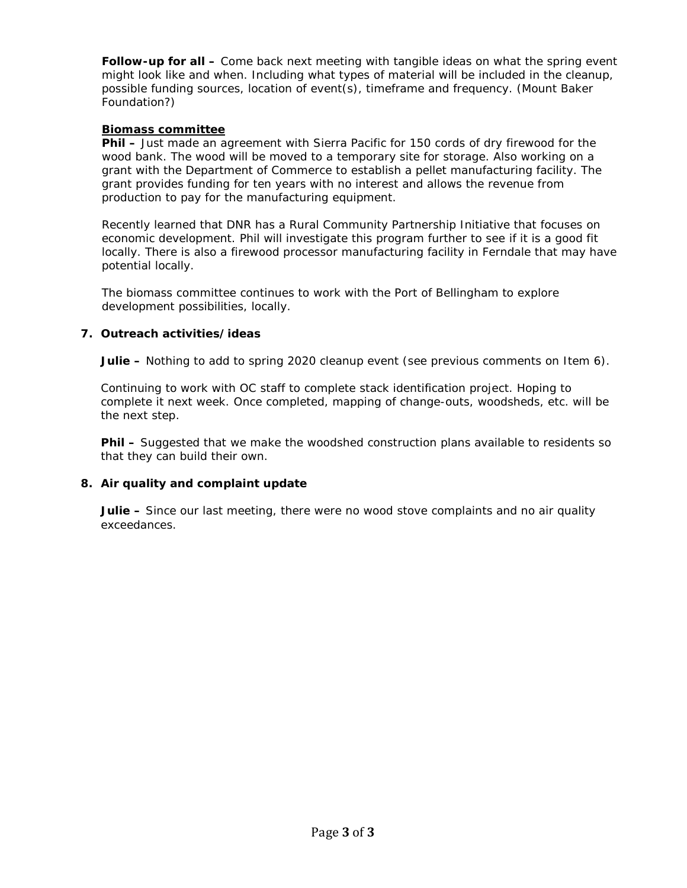**Follow-up for all –** Come back next meeting with tangible ideas on what the spring event might look like and when. Including what types of material will be included in the cleanup, possible funding sources, location of event(s), timeframe and frequency. (Mount Baker Foundation?)

**Biomass committee**

**Phil –** Just made an agreement with Sierra Pacific for 150 cords of dry firewood for the wood bank. The wood will be moved to a temporary site for storage. Also working on a grant with the Department of Commerce to establish a pellet manufacturing facility. The grant provides funding for ten years with no interest and allows the revenue from production to pay for the manufacturing equipment.

Recently learned that DNR has a Rural Community Partnership Initiative that focuses on economic development. Phil will investigate this program further to see if it is a good fit locally. There is also a firewood processor manufacturing facility in Ferndale that may have potential locally.

The biomass committee continues to work with the Port of Bellingham to explore development possibilities, locally.

**7. Outreach activities/ideas**

**Julie –** Nothing to add to spring 2020 cleanup event (see previous comments on Item 6).

Continuing to work with OC staff to complete stack identification project. Hoping to complete it next week. Once completed, mapping of change-outs, woodsheds, etc. will be the next step.

**Phil –** Suggested that we make the woodshed construction plans available to residents so that they can build their own.

**8. Air quality and complaint update**

**Julie –** Since our last meeting, there were no wood stove complaints and no air quality exceedances.